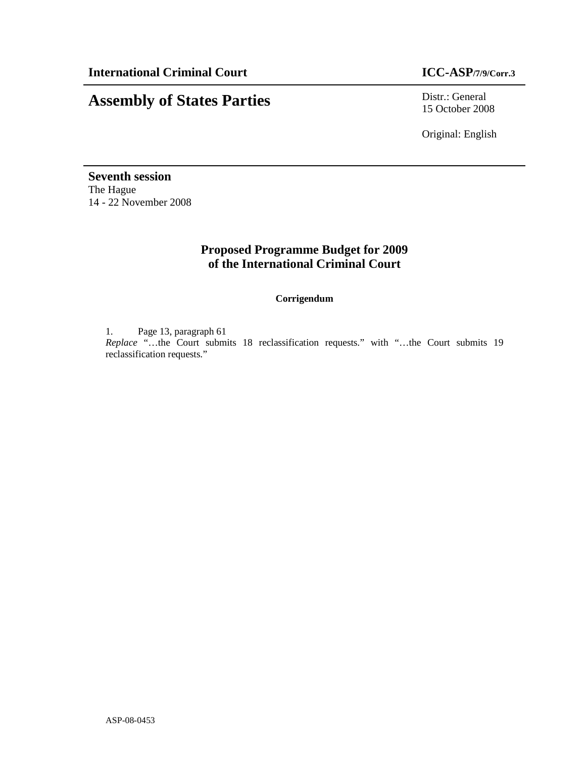**International Criminal Court** **ICC-ASP/7/9/Corr.3**

# Assembly of States Parties

Distr.: General
15 October 2008

Original: English

**Seventh session**
The Hague
14 - 22 November 2008

## Proposed Programme Budget for 2009 of the International Criminal Court

**Corrigendum**

1. Page 13, paragraph 61
*Replace* "…the Court submits 18 reclassification requests." with "…the Court submits 19 reclassification requests."

ASP-08-0453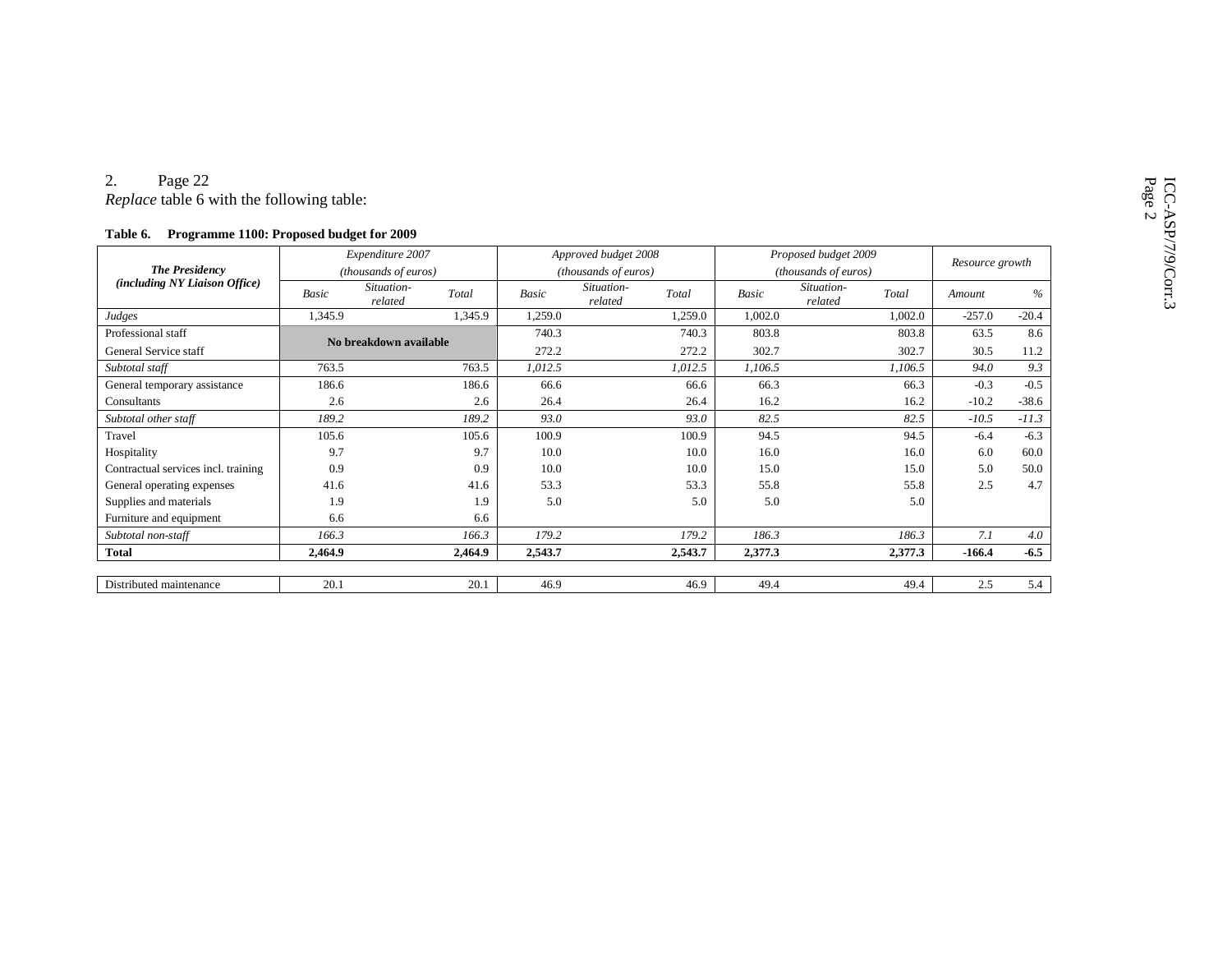2. Page 22

*Replace* table 6 with the following table:

**Table 6. Programme 1100: Proposed budget for 2009**

| *The Presidency (including NY Liaison Office)* | *Expenditure 2007 (thousands of euros)* | | | *Approved budget 2008 (thousands of euros)* | | | *Proposed budget 2009 (thousands of euros)* | | | *Resource growth* | |
|---|---|---|---|---|---|---|---|---|---|---|---|
| | *Basic* | *Situation-related* | *Total* | *Basic* | *Situation-related* | *Total* | *Basic* | *Situation-related* | *Total* | *Amount* | *%* |
| *Judges* | 1,345.9 | | 1,345.9 | 1,259.0 | | 1,259.0 | 1,002.0 | | 1,002.0 | -257.0 | -20.4 |
| Professional staff | **No breakdown available** | | | 740.3 | | 740.3 | 803.8 | | 803.8 | 63.5 | 8.6 |
| General Service staff | | | | 272.2 | | 272.2 | 302.7 | | 302.7 | 30.5 | 11.2 |
| *Subtotal staff* | 763.5 | | 763.5 | *1,012.5* | | *1,012.5* | *1,106.5* | | *1,106.5* | *94.0* | *9.3* |
| General temporary assistance | 186.6 | | 186.6 | 66.6 | | 66.6 | 66.3 | | 66.3 | -0.3 | -0.5 |
| Consultants | 2.6 | | 2.6 | 26.4 | | 26.4 | 16.2 | | 16.2 | -10.2 | -38.6 |
| *Subtotal other staff* | *189.2* | | *189.2* | *93.0* | | *93.0* | *82.5* | | *82.5* | *-10.5* | *-11.3* |
| Travel | 105.6 | | 105.6 | 100.9 | | 100.9 | 94.5 | | 94.5 | -6.4 | -6.3 |
| Hospitality | 9.7 | | 9.7 | 10.0 | | 10.0 | 16.0 | | 16.0 | 6.0 | 60.0 |
| Contractual services incl. training | 0.9 | | 0.9 | 10.0 | | 10.0 | 15.0 | | 15.0 | 5.0 | 50.0 |
| General operating expenses | 41.6 | | 41.6 | 53.3 | | 53.3 | 55.8 | | 55.8 | 2.5 | 4.7 |
| Supplies and materials | 1.9 | | 1.9 | 5.0 | | 5.0 | 5.0 | | 5.0 | | |
| Furniture and equipment | 6.6 | | 6.6 | | | | | | | | |
| *Subtotal non-staff* | *166.3* | | *166.3* | *179.2* | | *179.2* | *186.3* | | *186.3* | *7.1* | *4.0* |
| **Total** | **2,464.9** | | **2,464.9** | **2,543.7** | | **2,543.7** | **2,377.3** | | **2,377.3** | **-166.4** | **-6.5** |
| | | | | | | | | | | | |
| Distributed maintenance | 20.1 | | 20.1 | 46.9 | | 46.9 | 49.4 | | 49.4 | 2.5 | 5.4 |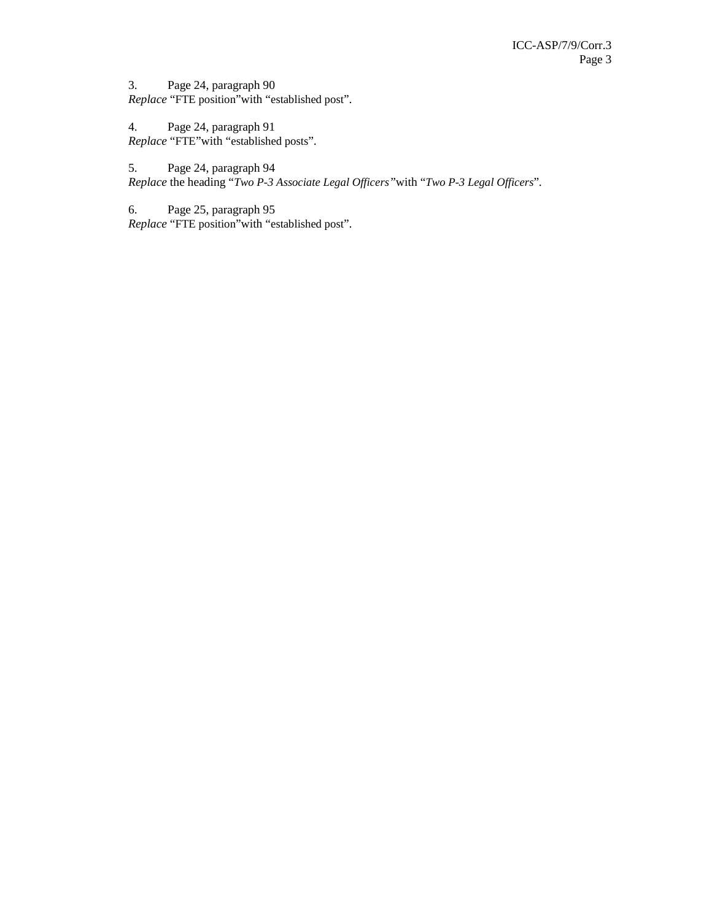3. Page 24, paragraph 90
*Replace* "FTE position"with "established post".

4. Page 24, paragraph 91
*Replace* "FTE"with "established posts".

5. Page 24, paragraph 94
*Replace* the heading "*Two P-3 Associate Legal Officers"* with "*Two P-3 Legal Officers*".

6. Page 25, paragraph 95
*Replace* "FTE position"with "established post".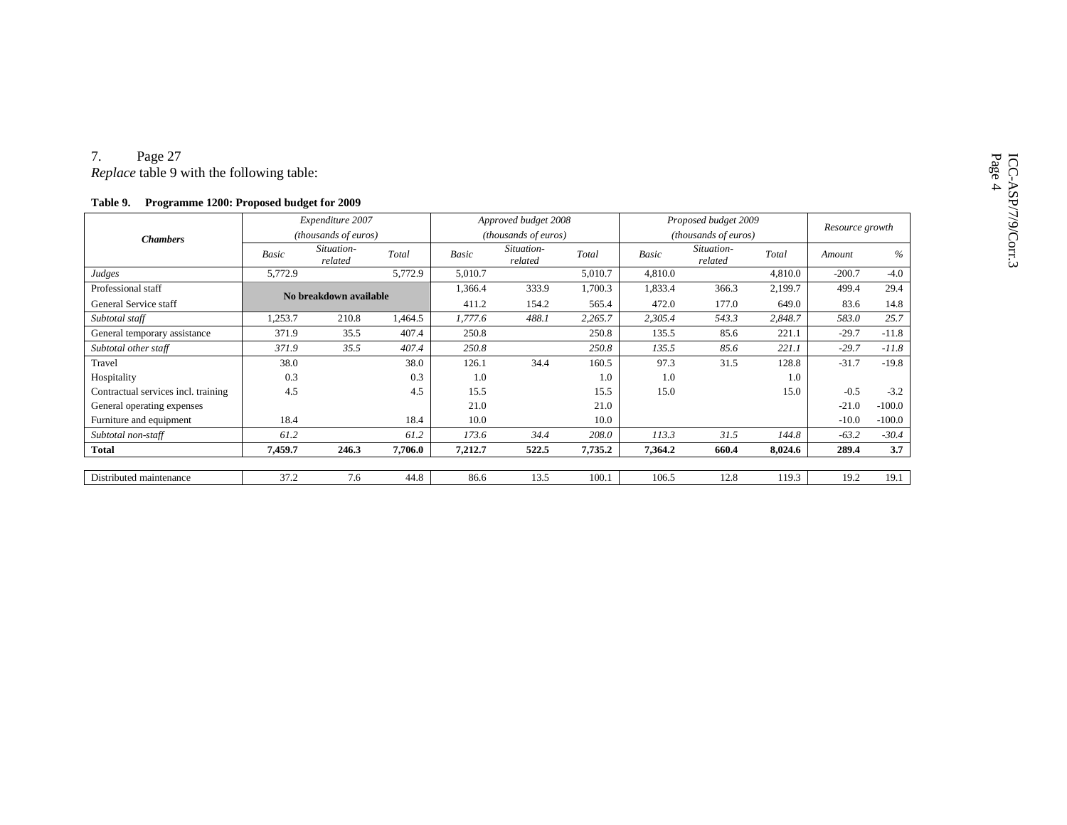7. Page 27

*Replace* table 9 with the following table:

**Table 9. Programme 1200: Proposed budget for 2009**

| Chambers | Expenditure 2007 (thousands of euros) | | | Approved budget 2008 (thousands of euros) | | | Proposed budget 2009 (thousands of euros) | | | Resource growth | |
|---|---|---|---|---|---|---|---|---|---|---|---|
| | Basic | Situation-related | Total | Basic | Situation-related | Total | Basic | Situation-related | Total | Amount | % |
| *Judges* | 5,772.9 | | 5,772.9 | 5,010.7 | | 5,010.7 | 4,810.0 | | 4,810.0 | -200.7 | -4.0 |
| Professional staff | No breakdown available | | | 1,366.4 | 333.9 | 1,700.3 | 1,833.4 | 366.3 | 2,199.7 | 499.4 | 29.4 |
| General Service staff | | | | 411.2 | 154.2 | 565.4 | 472.0 | 177.0 | 649.0 | 83.6 | 14.8 |
| *Subtotal staff* | 1,253.7 | 210.8 | 1,464.5 | *1,777.6* | *488.1* | *2,265.7* | *2,305.4* | *543.3* | *2,848.7* | *583.0* | *25.7* |
| General temporary assistance | 371.9 | 35.5 | 407.4 | 250.8 | | 250.8 | 135.5 | 85.6 | 221.1 | -29.7 | -11.8 |
| *Subtotal other staff* | *371.9* | *35.5* | *407.4* | *250.8* | | *250.8* | *135.5* | *85.6* | *221.1* | *-29.7* | *-11.8* |
| Travel | 38.0 | | 38.0 | 126.1 | 34.4 | 160.5 | 97.3 | 31.5 | 128.8 | -31.7 | -19.8 |
| Hospitality | 0.3 | | 0.3 | 1.0 | | 1.0 | 1.0 | | 1.0 | | |
| Contractual services incl. training | 4.5 | | 4.5 | 15.5 | | 15.5 | 15.0 | | 15.0 | -0.5 | -3.2 |
| General operating expenses | | | | 21.0 | | 21.0 | | | | -21.0 | -100.0 |
| Furniture and equipment | 18.4 | | 18.4 | 10.0 | | 10.0 | | | | -10.0 | -100.0 |
| *Subtotal non-staff* | *61.2* | | *61.2* | *173.6* | *34.4* | *208.0* | *113.3* | *31.5* | *144.8* | *-63.2* | *-30.4* |
| **Total** | **7,459.7** | **246.3** | **7,706.0** | **7,212.7** | **522.5** | **7,735.2** | **7,364.2** | **660.4** | **8,024.6** | **289.4** | **3.7** |
| | | | | | | | | | | | |
| Distributed maintenance | 37.2 | 7.6 | 44.8 | 86.6 | 13.5 | 100.1 | 106.5 | 12.8 | 119.3 | 19.2 | 19.1 |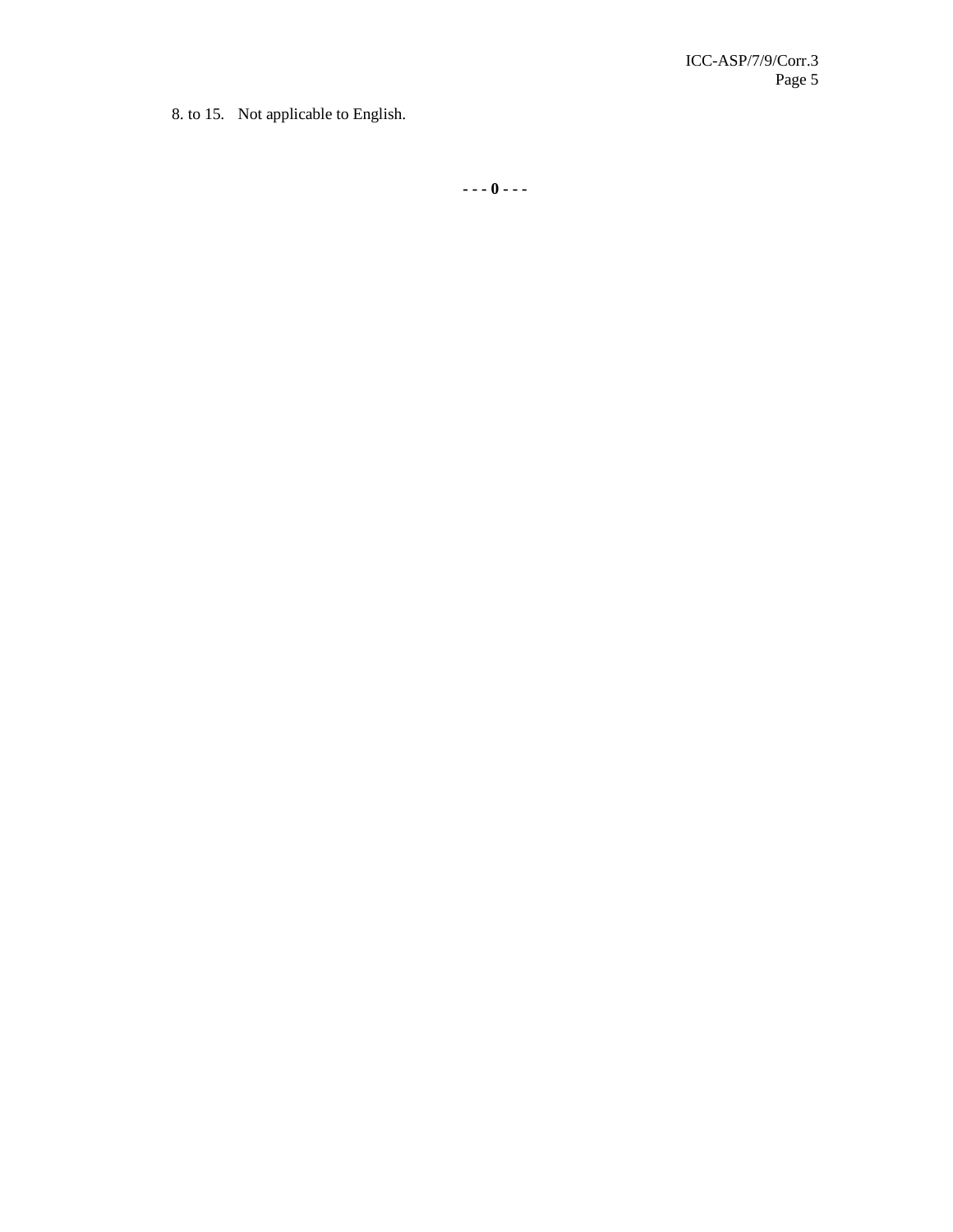8. to 15. Not applicable to English.

**- - - 0 - - -**